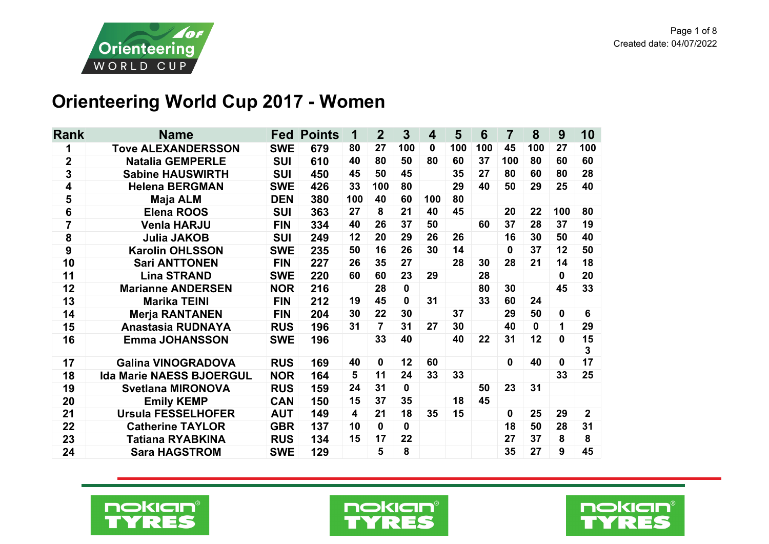# Orienteering World Cup 2017 - Women

| Rank | Name | Fed | Points | 1 | 2 | 3 | 4 | 5 | 6 | 7 | 8 | 9 | 10 |
|---|---|---|---|---|---|---|---|---|---|---|---|---|---|
| 1 | Tove ALEXANDERSSON | SWE | 679 | 80 | 27 | 100 | 0 | 100 | 100 | 45 | 100 | 27 | 100 |
| 2 | Natalia GEMPERLE | SUI | 610 | 40 | 80 | 50 | 80 | 60 | 37 | 100 | 80 | 60 | 60 |
| 3 | Sabine HAUSWIRTH | SUI | 450 | 45 | 50 | 45 | | 35 | 27 | 80 | 60 | 80 | 28 |
| 4 | Helena BERGMAN | SWE | 426 | 33 | 100 | 80 | | 29 | 40 | 50 | 29 | 25 | 40 |
| 5 | Maja ALM | DEN | 380 | 100 | 40 | 60 | 100 | 80 | | | | | |
| 6 | Elena ROOS | SUI | 363 | 27 | 8 | 21 | 40 | 45 | | 20 | 22 | 100 | 80 |
| 7 | Venla HARJU | FIN | 334 | 40 | 26 | 37 | 50 | | 60 | 37 | 28 | 37 | 19 |
| 8 | Julia JAKOB | SUI | 249 | 12 | 20 | 29 | 26 | 26 | | 16 | 30 | 50 | 40 |
| 9 | Karolin OHLSSON | SWE | 235 | 50 | 16 | 26 | 30 | 14 | | 0 | 37 | 12 | 50 |
| 10 | Sari ANTTONEN | FIN | 227 | 26 | 35 | 27 | | 28 | 30 | 28 | 21 | 14 | 18 |
| 11 | Lina STRAND | SWE | 220 | 60 | 60 | 23 | 29 | | 28 | | | 0 | 20 |
| 12 | Marianne ANDERSEN | NOR | 216 | | 28 | 0 | | | 80 | 30 | | 45 | 33 |
| 13 | Marika TEINI | FIN | 212 | 19 | 45 | 0 | 31 | | 33 | 60 | 24 | | |
| 14 | Merja RANTANEN | FIN | 204 | 30 | 22 | 30 | | 37 | | 29 | 50 | 0 | 6 |
| 15 | Anastasia RUDNAYA | RUS | 196 | 31 | 7 | 31 | 27 | 30 | | 40 | 0 | 1 | 29 |
| 16 | Emma JOHANSSON | SWE | 196 | | 33 | 40 | | 40 | 22 | 31 | 12 | 0 | 15 3 |
| 17 | Galina VINOGRADOVA | RUS | 169 | 40 | 0 | 12 | 60 | | | 0 | 40 | 0 | 17 |
| 18 | Ida Marie NAESS BJOERGUL | NOR | 164 | 5 | 11 | 24 | 33 | 33 | | | | 33 | 25 |
| 19 | Svetlana MIRONOVA | RUS | 159 | 24 | 31 | 0 | | | 50 | 23 | 31 | | |
| 20 | Emily KEMP | CAN | 150 | 15 | 37 | 35 | | 18 | 45 | | | | |
| 21 | Ursula FESSELHOFER | AUT | 149 | 4 | 21 | 18 | 35 | 15 | | 0 | 25 | 29 | 2 |
| 22 | Catherine TAYLOR | GBR | 137 | 10 | 0 | 0 | | | | 18 | 50 | 28 | 31 |
| 23 | Tatiana RYABKINA | RUS | 134 | 15 | 17 | 22 | | | | 27 | 37 | 8 | 8 |
| 24 | Sara HAGSTROM | SWE | 129 | | 5 | 8 | | | | 35 | 27 | 9 | 45 |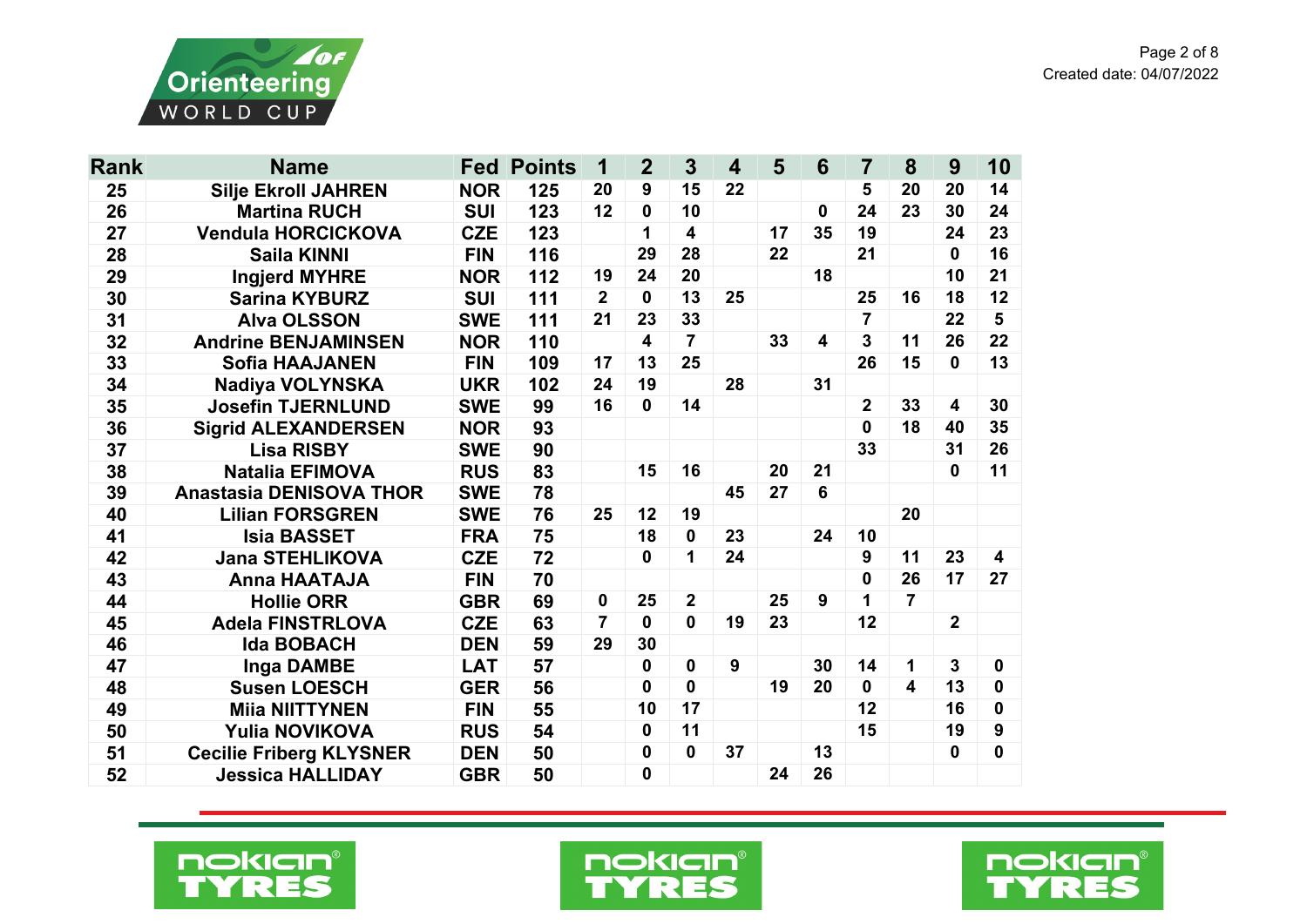| Rank | Name | Fed | Points | 1 | 2 | 3 | 4 | 5 | 6 | 7 | 8 | 9 | 10 |
|---|---|---|---|---|---|---|---|---|---|---|---|---|---|
| 25 | Silje Ekroll JAHREN | NOR | 125 | 20 | 9 | 15 | 22 | | | 5 | 20 | 20 | 14 |
| 26 | Martina RUCH | SUI | 123 | 12 | 0 | 10 | | | 0 | 24 | 23 | 30 | 24 |
| 27 | Vendula HORCICKOVA | CZE | 123 | | 1 | 4 | | 17 | 35 | 19 | | 24 | 23 |
| 28 | Saila KINNI | FIN | 116 | | 29 | 28 | | 22 | | 21 | | 0 | 16 |
| 29 | Ingjerd MYHRE | NOR | 112 | 19 | 24 | 20 | | | 18 | | | 10 | 21 |
| 30 | Sarina KYBURZ | SUI | 111 | 2 | 0 | 13 | 25 | | | 25 | 16 | 18 | 12 |
| 31 | Alva OLSSON | SWE | 111 | 21 | 23 | 33 | | | | 7 | | 22 | 5 |
| 32 | Andrine BENJAMINSEN | NOR | 110 | | 4 | 7 | | 33 | 4 | 3 | 11 | 26 | 22 |
| 33 | Sofia HAAJANEN | FIN | 109 | 17 | 13 | 25 | | | | 26 | 15 | 0 | 13 |
| 34 | Nadiya VOLYNSKA | UKR | 102 | 24 | 19 | | 28 | | 31 | | | | |
| 35 | Josefin TJERNLUND | SWE | 99 | 16 | 0 | 14 | | | | 2 | 33 | 4 | 30 |
| 36 | Sigrid ALEXANDERSEN | NOR | 93 | | | | | | | 0 | 18 | 40 | 35 |
| 37 | Lisa RISBY | SWE | 90 | | | | | | | 33 | | 31 | 26 |
| 38 | Natalia EFIMOVA | RUS | 83 | | 15 | 16 | | 20 | 21 | | | 0 | 11 |
| 39 | Anastasia DENISOVA THOR | SWE | 78 | | | | 45 | 27 | 6 | | | | |
| 40 | Lilian FORSGREN | SWE | 76 | 25 | 12 | 19 | | | | | 20 | | |
| 41 | Isia BASSET | FRA | 75 | | 18 | 0 | 23 | | 24 | 10 | | | |
| 42 | Jana STEHLIKOVA | CZE | 72 | | 0 | 1 | 24 | | | 9 | 11 | 23 | 4 |
| 43 | Anna HAATAJA | FIN | 70 | | | | | | | 0 | 26 | 17 | 27 |
| 44 | Hollie ORR | GBR | 69 | 0 | 25 | 2 | | 25 | 9 | 1 | 7 | | |
| 45 | Adela FINSTRLOVA | CZE | 63 | 7 | 0 | 0 | 19 | 23 | | 12 | | 2 | |
| 46 | Ida BOBACH | DEN | 59 | 29 | 30 | | | | | | | | |
| 47 | Inga DAMBE | LAT | 57 | | 0 | 0 | 9 | | 30 | 14 | 1 | 3 | 0 |
| 48 | Susen LOESCH | GER | 56 | | 0 | 0 | | 19 | 20 | 0 | 4 | 13 | 0 |
| 49 | Miia NIITTYNEN | FIN | 55 | | 10 | 17 | | | | 12 | | 16 | 0 |
| 50 | Yulia NOVIKOVA | RUS | 54 | | 0 | 11 | | | | 15 | | 19 | 9 |
| 51 | Cecilie Friberg KLYSNER | DEN | 50 | | 0 | 0 | 37 | | 13 | | | 0 | 0 |
| 52 | Jessica HALLIDAY | GBR | 50 | | 0 | | | 24 | 26 | | | | |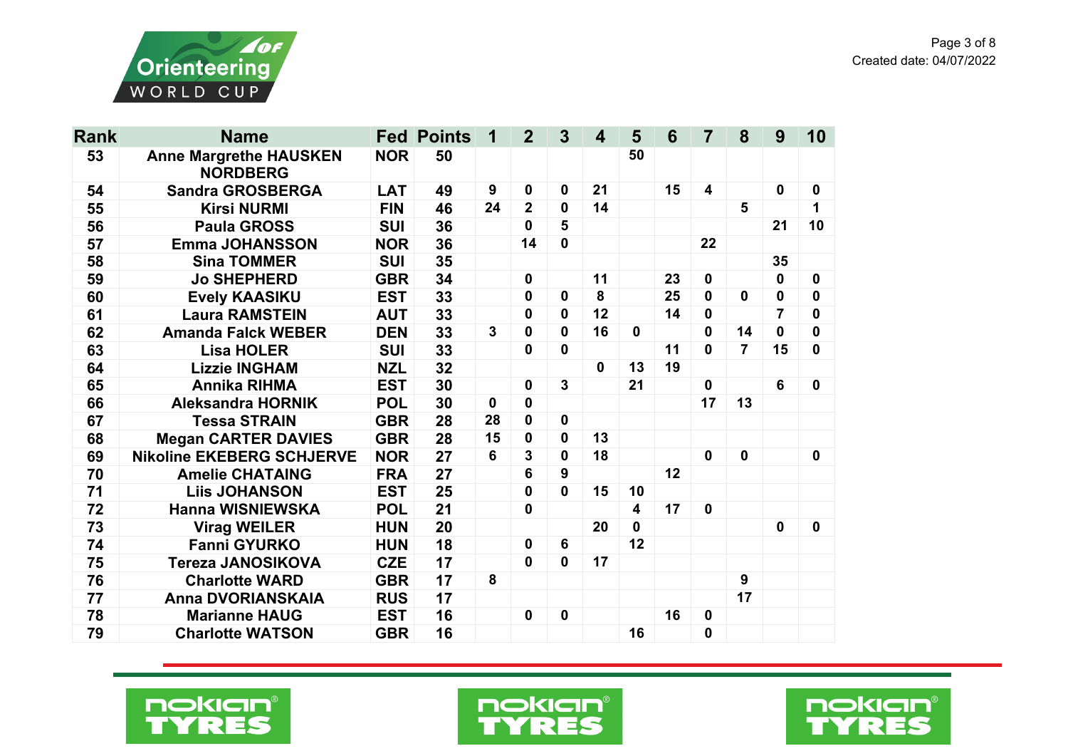| Rank | Name | Fed | Points | 1 | 2 | 3 | 4 | 5 | 6 | 7 | 8 | 9 | 10 |
|---|---|---|---|---|---|---|---|---|---|---|---|---|---|
| 53 | Anne Margrethe HAUSKEN NORDBERG | NOR | 50 | | | | | 50 | | | | | |
| 54 | Sandra GROSBERGA | LAT | 49 | 9 | 0 | 0 | 21 | | 15 | 4 | | 0 | 0 |
| 55 | Kirsi NURMI | FIN | 46 | 24 | 2 | 0 | 14 | | | | 5 | | 1 |
| 56 | Paula GROSS | SUI | 36 | | 0 | 5 | | | | | | 21 | 10 |
| 57 | Emma JOHANSSON | NOR | 36 | | 14 | 0 | | | | 22 | | | |
| 58 | Sina TOMMER | SUI | 35 | | | | | | | | | 35 | |
| 59 | Jo SHEPHERD | GBR | 34 | | 0 | | 11 | | 23 | 0 | | 0 | 0 |
| 60 | Evely KAASIKU | EST | 33 | | 0 | 0 | 8 | | 25 | 0 | 0 | 0 | 0 |
| 61 | Laura RAMSTEIN | AUT | 33 | | 0 | 0 | 12 | | 14 | 0 | | 7 | 0 |
| 62 | Amanda Falck WEBER | DEN | 33 | 3 | 0 | 0 | 16 | 0 | | 0 | 14 | 0 | 0 |
| 63 | Lisa HOLER | SUI | 33 | | 0 | 0 | | | 11 | 0 | 7 | 15 | 0 |
| 64 | Lizzie INGHAM | NZL | 32 | | | | 0 | 13 | 19 | | | | |
| 65 | Annika RIHMA | EST | 30 | | 0 | 3 | | 21 | | 0 | | 6 | 0 |
| 66 | Aleksandra HORNIK | POL | 30 | 0 | 0 | | | | | 17 | 13 | | |
| 67 | Tessa STRAIN | GBR | 28 | 28 | 0 | 0 | | | | | | | |
| 68 | Megan CARTER DAVIES | GBR | 28 | 15 | 0 | 0 | 13 | | | | | | |
| 69 | Nikoline EKEBERG SCHJERVE | NOR | 27 | 6 | 3 | 0 | 18 | | | 0 | 0 | | 0 |
| 70 | Amelie CHATAING | FRA | 27 | | 6 | 9 | | | 12 | | | | |
| 71 | Liis JOHANSON | EST | 25 | | 0 | 0 | 15 | 10 | | | | | |
| 72 | Hanna WISNIEWSKA | POL | 21 | | 0 | | | 4 | 17 | 0 | | | |
| 73 | Virag WEILER | HUN | 20 | | | | 20 | 0 | | | | 0 | 0 |
| 74 | Fanni GYURKO | HUN | 18 | | 0 | 6 | | 12 | | | | | |
| 75 | Tereza JANOSIKOVA | CZE | 17 | | 0 | 0 | 17 | | | | | | |
| 76 | Charlotte WARD | GBR | 17 | 8 | | | | | | | 9 | | |
| 77 | Anna DVORIANSKAIA | RUS | 17 | | | | | | | | 17 | | |
| 78 | Marianne HAUG | EST | 16 | | 0 | 0 | | | 16 | 0 | | | |
| 79 | Charlotte WATSON | GBR | 16 | | | | | 16 | | 0 | | | |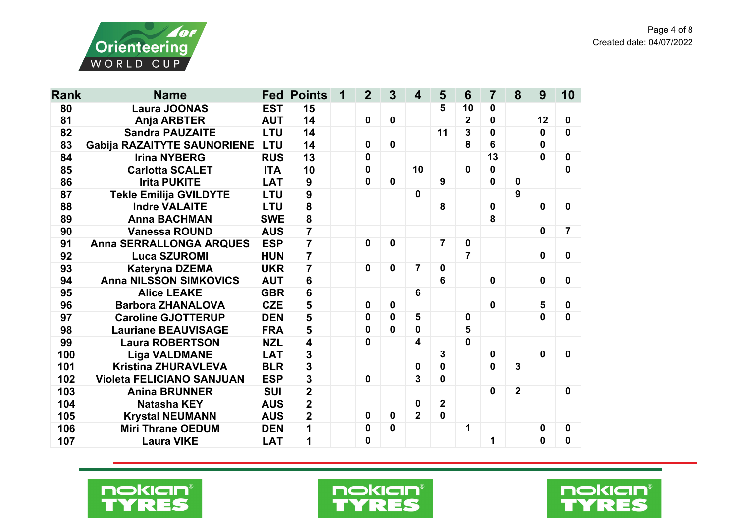| Rank | Name | Fed | Points | 1 | 2 | 3 | 4 | 5 | 6 | 7 | 8 | 9 | 10 |
|---|---|---|---|---|---|---|---|---|---|---|---|---|---|
| 80 | Laura JOONAS | EST | 15 | | | | | 5 | 10 | 0 | | | |
| 81 | Anja ARBTER | AUT | 14 | | 0 | 0 | | | 2 | 0 | | 12 | 0 |
| 82 | Sandra PAUZAITE | LTU | 14 | | | | | 11 | 3 | 0 | | 0 | 0 |
| 83 | Gabija RAZAITYTE SAUNORIENE | LTU | 14 | | 0 | 0 | | | 8 | 6 | | 0 | |
| 84 | Irina NYBERG | RUS | 13 | | 0 | | | | | 13 | | 0 | 0 |
| 85 | Carlotta SCALET | ITA | 10 | | 0 | | 10 | | 0 | 0 | | | 0 |
| 86 | Irita PUKITE | LAT | 9 | | 0 | 0 | | 9 | | 0 | 0 | | |
| 87 | Tekle Emilija GVILDYTE | LTU | 9 | | | | 0 | | | | 9 | | |
| 88 | Indre VALAITE | LTU | 8 | | | | | 8 | | 0 | | 0 | 0 |
| 89 | Anna BACHMAN | SWE | 8 | | | | | | | 8 | | | |
| 90 | Vanessa ROUND | AUS | 7 | | | | | | | | | 0 | 7 |
| 91 | Anna SERRALLONGA ARQUES | ESP | 7 | | 0 | 0 | | 7 | 0 | | | | |
| 92 | Luca SZUROMI | HUN | 7 | | | | | | 7 | | | 0 | 0 |
| 93 | Kateryna DZEMA | UKR | 7 | | 0 | 0 | 7 | 0 | | | | | |
| 94 | Anna NILSSON SIMKOVICS | AUT | 6 | | | | | 6 | | 0 | | 0 | 0 |
| 95 | Alice LEAKE | GBR | 6 | | | | 6 | | | | | | |
| 96 | Barbora ZHANALOVA | CZE | 5 | | 0 | 0 | | | | 0 | | 5 | 0 |
| 97 | Caroline GJOTTERUP | DEN | 5 | | 0 | 0 | 5 | | 0 | | | 0 | 0 |
| 98 | Lauriane BEAUVISAGE | FRA | 5 | | 0 | 0 | 0 | | 5 | | | | |
| 99 | Laura ROBERTSON | NZL | 4 | | 0 | | 4 | | 0 | | | | |
| 100 | Liga VALDMANE | LAT | 3 | | | | | 3 | | 0 | | 0 | 0 |
| 101 | Kristina ZHURAVLEVA | BLR | 3 | | | | 0 | 0 | | 0 | 3 | | |
| 102 | Violeta FELICIANO SANJUAN | ESP | 3 | | 0 | | 3 | 0 | | | | | |
| 103 | Anina BRUNNER | SUI | 2 | | | | | | | 0 | 2 | | 0 |
| 104 | Natasha KEY | AUS | 2 | | | | 0 | 2 | | | | | |
| 105 | Krystal NEUMANN | AUS | 2 | | 0 | 0 | 2 | 0 | | | | | |
| 106 | Miri Thrane OEDUM | DEN | 1 | | 0 | 0 | | | 1 | | | 0 | 0 |
| 107 | Laura VIKE | LAT | 1 | | 0 | | | | | 1 | | 0 | 0 |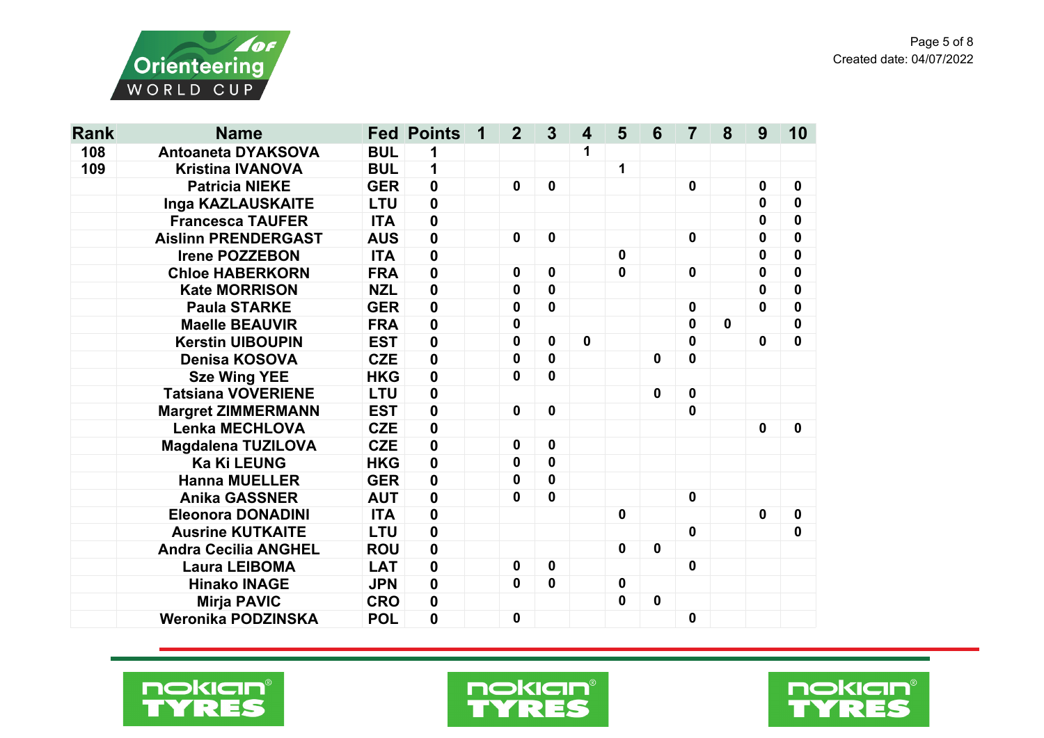| Rank | Name | Fed | Points | 1 | 2 | 3 | 4 | 5 | 6 | 7 | 8 | 9 | 10 |
|---|---|---|---|---|---|---|---|---|---|---|---|---|---|
| 108 | Antoaneta DYAKSOVA | BUL | 1 | | | | 1 | | | | | | |
| 109 | Kristina IVANOVA | BUL | 1 | | | | | 1 | | | | | |
| | Patricia NIEKE | GER | 0 | | 0 | 0 | | | | 0 | | 0 | 0 |
| | Inga KAZLAUSKAITE | LTU | 0 | | | | | | | | | 0 | 0 |
| | Francesca TAUFER | ITA | 0 | | | | | | | | | 0 | 0 |
| | Aislinn PRENDERGAST | AUS | 0 | | 0 | 0 | | | | 0 | | 0 | 0 |
| | Irene POZZEBON | ITA | 0 | | | | | 0 | | | | 0 | 0 |
| | Chloe HABERKORN | FRA | 0 | | 0 | 0 | | 0 | | 0 | | 0 | 0 |
| | Kate MORRISON | NZL | 0 | | 0 | 0 | | | | | | 0 | 0 |
| | Paula STARKE | GER | 0 | | 0 | 0 | | | | 0 | | 0 | 0 |
| | Maelle BEAUVIR | FRA | 0 | | 0 | | | | | 0 | 0 | | 0 |
| | Kerstin UIBOUPIN | EST | 0 | | 0 | 0 | 0 | | | 0 | | 0 | 0 |
| | Denisa KOSOVA | CZE | 0 | | 0 | 0 | | | 0 | 0 | | | |
| | Sze Wing YEE | HKG | 0 | | 0 | 0 | | | | | | | |
| | Tatsiana VOVERIENE | LTU | 0 | | | | | | 0 | 0 | | | |
| | Margret ZIMMERMANN | EST | 0 | | 0 | 0 | | | | 0 | | | |
| | Lenka MECHLOVA | CZE | 0 | | | | | | | | | 0 | 0 |
| | Magdalena TUZILOVA | CZE | 0 | | 0 | 0 | | | | | | | |
| | Ka Ki LEUNG | HKG | 0 | | 0 | 0 | | | | | | | |
| | Hanna MUELLER | GER | 0 | | 0 | 0 | | | | | | | |
| | Anika GASSNER | AUT | 0 | | 0 | 0 | | | | 0 | | | |
| | Eleonora DONADINI | ITA | 0 | | | | | 0 | | | | 0 | 0 |
| | Ausrine KUTKAITE | LTU | 0 | | | | | | | 0 | | | 0 |
| | Andra Cecilia ANGHEL | ROU | 0 | | | | | 0 | 0 | | | | |
| | Laura LEIBOMA | LAT | 0 | | 0 | 0 | | | | 0 | | | |
| | Hinako INAGE | JPN | 0 | | 0 | 0 | | 0 | | | | | |
| | Mirja PAVIC | CRO | 0 | | | | | 0 | 0 | | | | |
| | Weronika PODZINSKA | POL | 0 | | 0 | | | | | 0 | | | |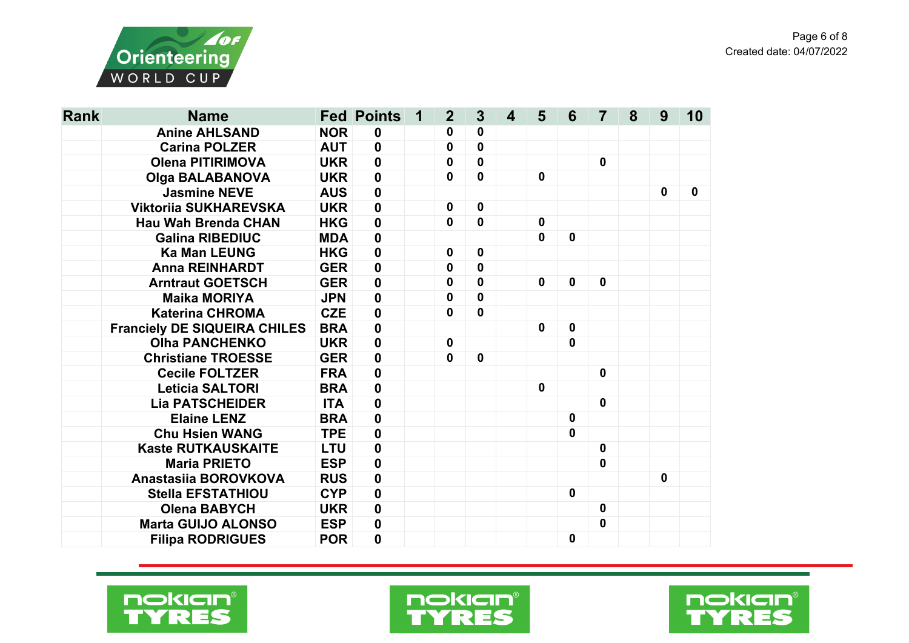| Rank | Name | Fed | Points | 1 | 2 | 3 | 4 | 5 | 6 | 7 | 8 | 9 | 10 |
|---|---|---|---|---|---|---|---|---|---|---|---|---|---|
| | Anine AHLSAND | NOR | 0 | | 0 | 0 | | | | | | | |
| | Carina POLZER | AUT | 0 | | 0 | 0 | | | | | | | |
| | Olena PITIRIMOVA | UKR | 0 | | 0 | 0 | | | | 0 | | | |
| | Olga BALABANOVA | UKR | 0 | | 0 | 0 | | 0 | | | | | |
| | Jasmine NEVE | AUS | 0 | | | | | | | | | 0 | 0 |
| | Viktoriia SUKHAREVSKA | UKR | 0 | | 0 | 0 | | | | | | | |
| | Hau Wah Brenda CHAN | HKG | 0 | | 0 | 0 | | 0 | | | | | |
| | Galina RIBEDIUC | MDA | 0 | | | | | 0 | 0 | | | | |
| | Ka Man LEUNG | HKG | 0 | | 0 | 0 | | | | | | | |
| | Anna REINHARDT | GER | 0 | | 0 | 0 | | | | | | | |
| | Arntraut GOETSCH | GER | 0 | | 0 | 0 | | 0 | 0 | 0 | | | |
| | Maika MORIYA | JPN | 0 | | 0 | 0 | | | | | | | |
| | Katerina CHROMA | CZE | 0 | | 0 | 0 | | | | | | | |
| | Franciely DE SIQUEIRA CHILES | BRA | 0 | | | | | 0 | 0 | | | | |
| | Olha PANCHENKO | UKR | 0 | | 0 | | | | 0 | | | | |
| | Christiane TROESSE | GER | 0 | | 0 | 0 | | | | | | | |
| | Cecile FOLTZER | FRA | 0 | | | | | | | 0 | | | |
| | Leticia SALTORI | BRA | 0 | | | | | 0 | | | | | |
| | Lia PATSCHEIDER | ITA | 0 | | | | | | | 0 | | | |
| | Elaine LENZ | BRA | 0 | | | | | | 0 | | | | |
| | Chu Hsien WANG | TPE | 0 | | | | | | 0 | | | | |
| | Kaste RUTKAUSKAITE | LTU | 0 | | | | | | | 0 | | | |
| | Maria PRIETO | ESP | 0 | | | | | | | 0 | | | |
| | Anastasiia BOROVKOVA | RUS | 0 | | | | | | | | | 0 | |
| | Stella EFSTATHIOU | CYP | 0 | | | | | | 0 | | | | |
| | Olena BABYCH | UKR | 0 | | | | | | | 0 | | | |
| | Marta GUIJO ALONSO | ESP | 0 | | | | | | | 0 | | | |
| | Filipa RODRIGUES | POR | 0 | | | | | | 0 | | | | |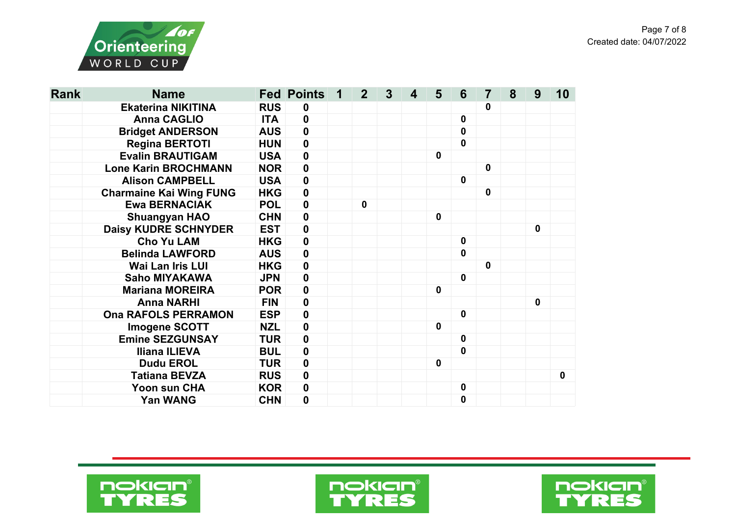| Rank | Name | Fed | Points | 1 | 2 | 3 | 4 | 5 | 6 | 7 | 8 | 9 | 10 |
|---|---|---|---|---|---|---|---|---|---|---|---|---|---|
| | Ekaterina NIKITINA | RUS | 0 | | | | | | | 0 | | | |
| | Anna CAGLIO | ITA | 0 | | | | | | 0 | | | | |
| | Bridget ANDERSON | AUS | 0 | | | | | | 0 | | | | |
| | Regina BERTOTI | HUN | 0 | | | | | | 0 | | | | |
| | Evalin BRAUTIGAM | USA | 0 | | | | | 0 | | | | | |
| | Lone Karin BROCHMANN | NOR | 0 | | | | | | | 0 | | | |
| | Alison CAMPBELL | USA | 0 | | | | | | 0 | | | | |
| | Charmaine Kai Wing FUNG | HKG | 0 | | | | | | | 0 | | | |
| | Ewa BERNACIAK | POL | 0 | | 0 | | | | | | | | |
| | Shuangyan HAO | CHN | 0 | | | | | 0 | | | | | |
| | Daisy KUDRE SCHNYDER | EST | 0 | | | | | | | | | 0 | |
| | Cho Yu LAM | HKG | 0 | | | | | | 0 | | | | |
| | Belinda LAWFORD | AUS | 0 | | | | | | 0 | | | | |
| | Wai Lan Iris LUI | HKG | 0 | | | | | | | 0 | | | |
| | Saho MIYAKAWA | JPN | 0 | | | | | | 0 | | | | |
| | Mariana MOREIRA | POR | 0 | | | | | 0 | | | | | |
| | Anna NARHI | FIN | 0 | | | | | | | | | 0 | |
| | Ona RAFOLS PERRAMON | ESP | 0 | | | | | | 0 | | | | |
| | Imogene SCOTT | NZL | 0 | | | | | 0 | | | | | |
| | Emine SEZGUNSAY | TUR | 0 | | | | | | 0 | | | | |
| | Iliana ILIEVA | BUL | 0 | | | | | | 0 | | | | |
| | Dudu EROL | TUR | 0 | | | | | 0 | | | | | |
| | Tatiana BEVZA | RUS | 0 | | | | | | | | | | 0 |
| | Yoon sun CHA | KOR | 0 | | | | | | 0 | | | | |
| | Yan WANG | CHN | 0 | | | | | | 0 | | | | |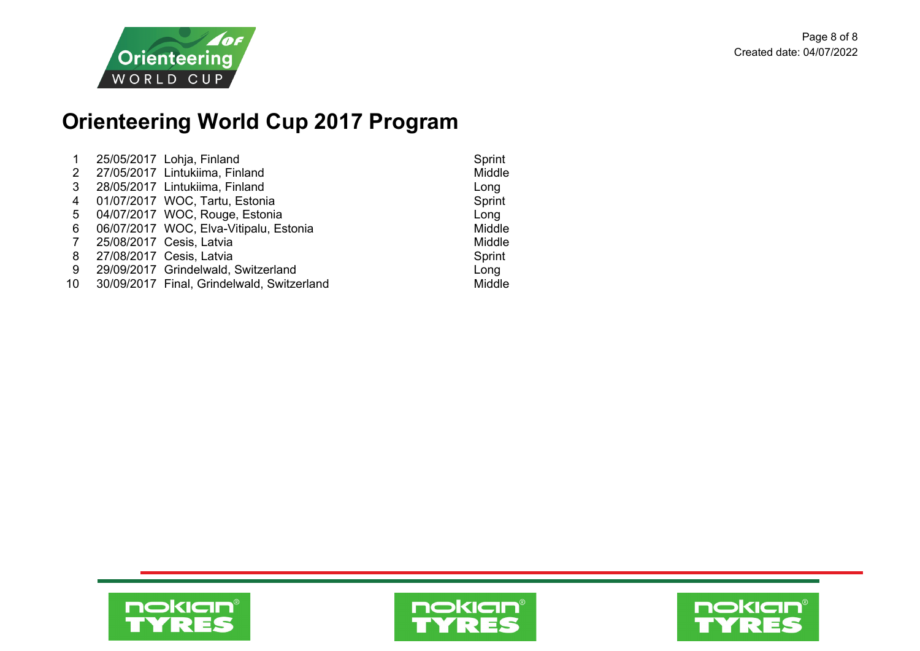# Orienteering World Cup 2017 Program

| | | | |
|---|---|---|---|
| 1 | 25/05/2017 | Lohja, Finland | Sprint |
| 2 | 27/05/2017 | Lintukiima, Finland | Middle |
| 3 | 28/05/2017 | Lintukiima, Finland | Long |
| 4 | 01/07/2017 | WOC, Tartu, Estonia | Sprint |
| 5 | 04/07/2017 | WOC, Rouge, Estonia | Long |
| 6 | 06/07/2017 | WOC, Elva-Vitipalu, Estonia | Middle |
| 7 | 25/08/2017 | Cesis, Latvia | Middle |
| 8 | 27/08/2017 | Cesis, Latvia | Sprint |
| 9 | 29/09/2017 | Grindelwald, Switzerland | Long |
| 10 | 30/09/2017 | Final, Grindelwald, Switzerland | Middle |